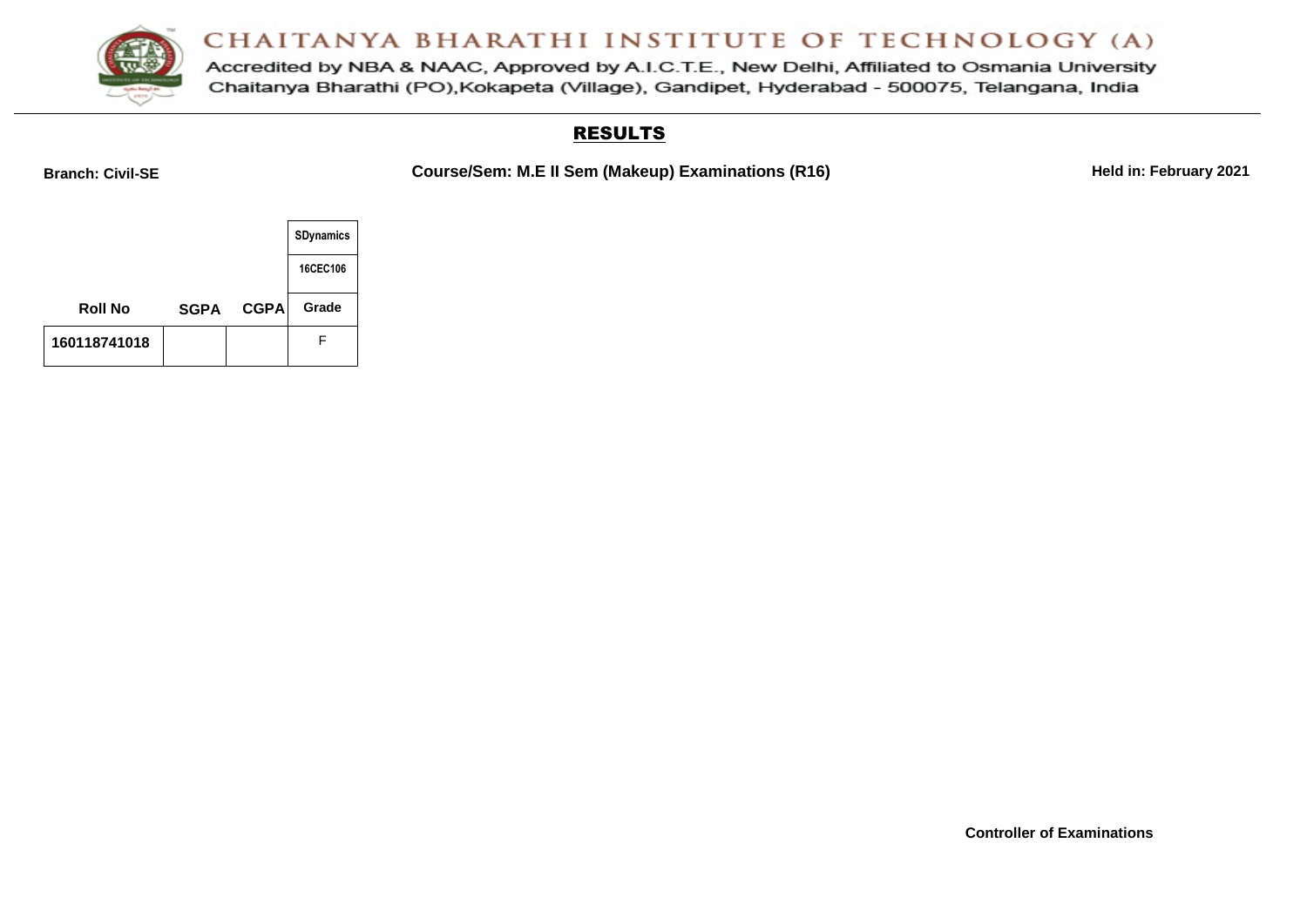# CHAITANYA BHARATHI INSTITUTE OF TECHNOLOGY (A)

Accredited by NBA & NAAC, Approved by A.I.C.T.E., New Delhi, Affiliated to Osmania University
Chaitanya Bharathi (PO),Kokapeta (Village), Gandipet, Hyderabad - 500075, Telangana, India

## RESULTS

**Branch: Civil-SE** **Course/Sem: M.E II Sem (Makeup) Examinations (R16)** **Held in: February 2021**

| | | | SDynamics |
|---|---|---|---|
| | | | 16CEC106 |
| **Roll No** | **SGPA** | **CGPA** | **Grade** |
| 160118741018 | | | F |

**Controller of Examinations**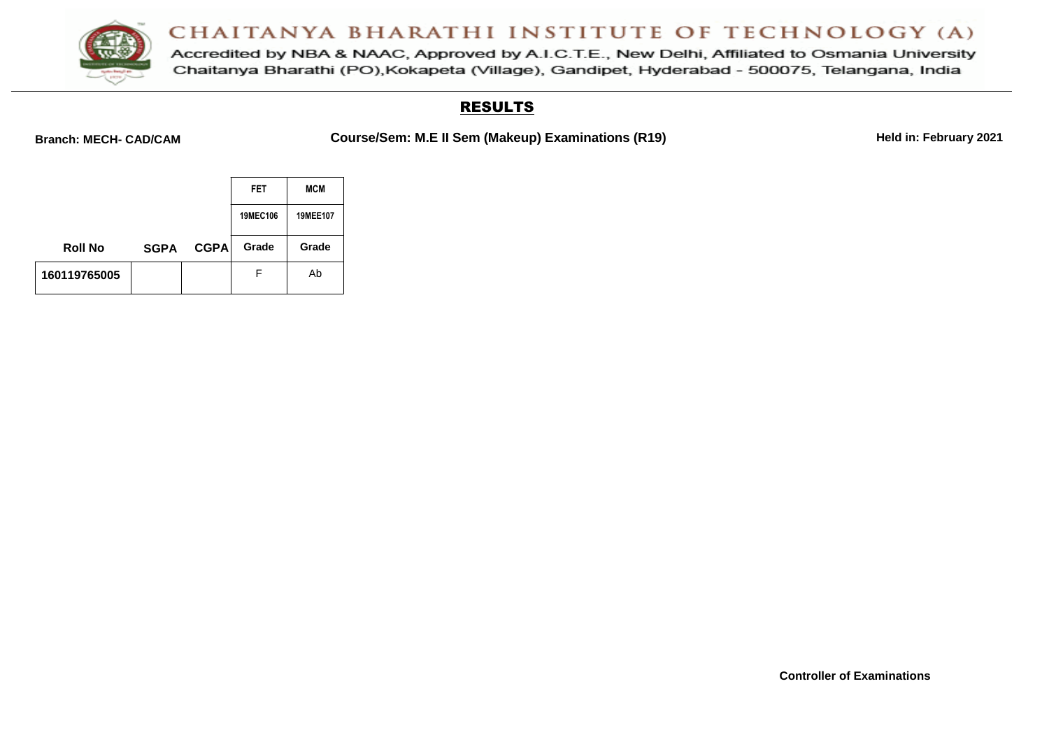# CHAITANYA BHARATHI INSTITUTE OF TECHNOLOGY (A)

Accredited by NBA & NAAC, Approved by A.I.C.T.E., New Delhi, Affiliated to Osmania University
Chaitanya Bharathi (PO),Kokapeta (Village), Gandipet, Hyderabad - 500075, Telangana, India

## RESULTS

**Branch: MECH- CAD/CAM** **Course/Sem: M.E II Sem (Makeup) Examinations (R19)** **Held in: February 2021**

| | | | FET | MCM |
|---|---|---|---|---|
| | | | 19MEC106 | 19MEE107 |
| **Roll No** | **SGPA** | **CGPA** | **Grade** | **Grade** |
| 160119765005 | | | F | Ab |

**Controller of Examinations**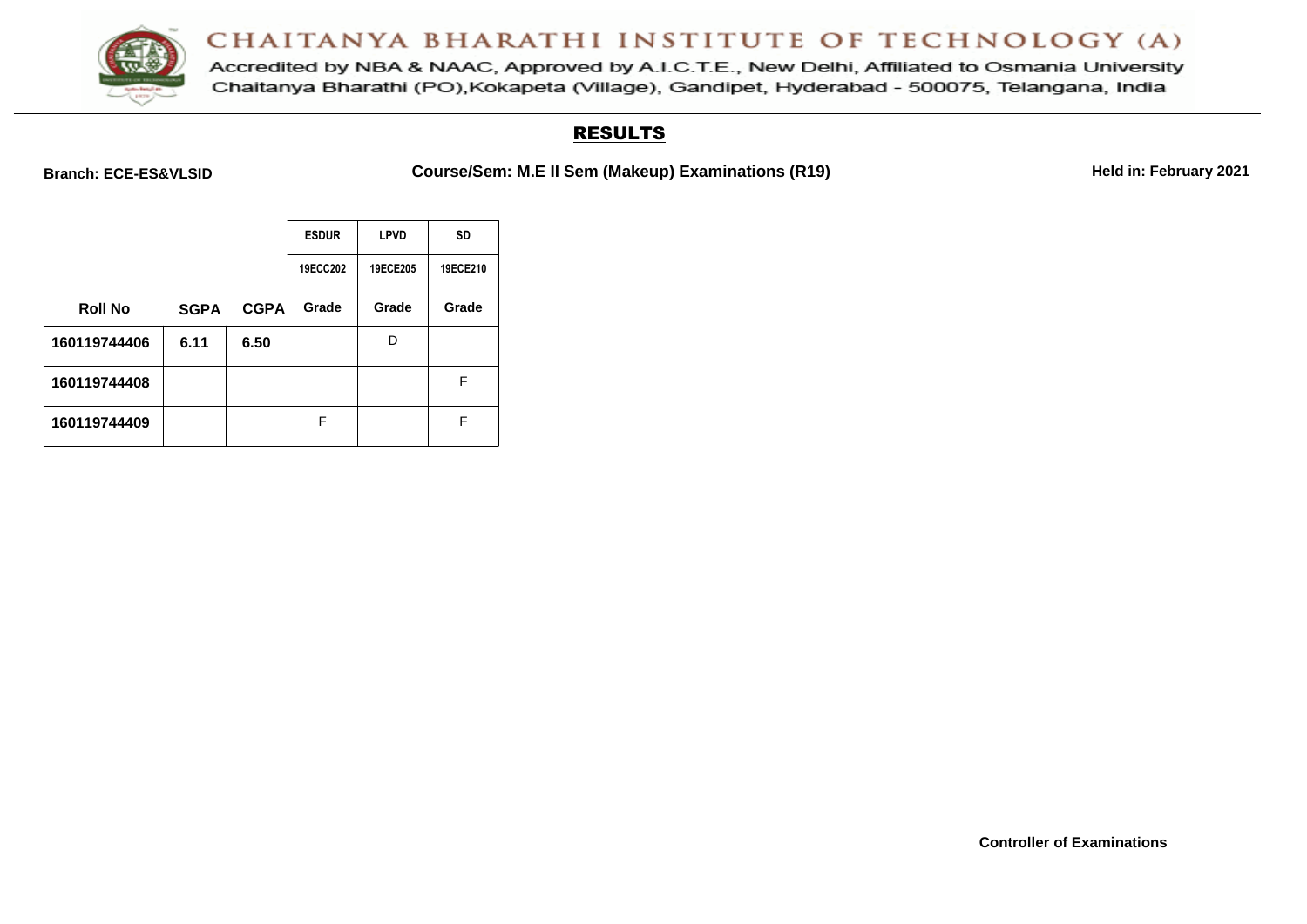# CHAITANYA BHARATHI INSTITUTE OF TECHNOLOGY (A)

Accredited by NBA & NAAC, Approved by A.I.C.T.E., New Delhi, Affiliated to Osmania University

Chaitanya Bharathi (PO),Kokapeta (Village), Gandipet, Hyderabad - 500075, Telangana, India

## RESULTS

**Branch: ECE-ES&VLSID** **Course/Sem: M.E II Sem (Makeup) Examinations (R19)** **Held in: February 2021**

| | | | ESDUR | LPVD | SD |
|---|---|---|---|---|---|
| | | | 19ECC202 | 19ECE205 | 19ECE210 |
| **Roll No** | **SGPA** | **CGPA** | **Grade** | **Grade** | **Grade** |
| **160119744406** | **6.11** | **6.50** | | D | |
| **160119744408** | | | | | F |
| **160119744409** | | | F | | F |

**Controller of Examinations**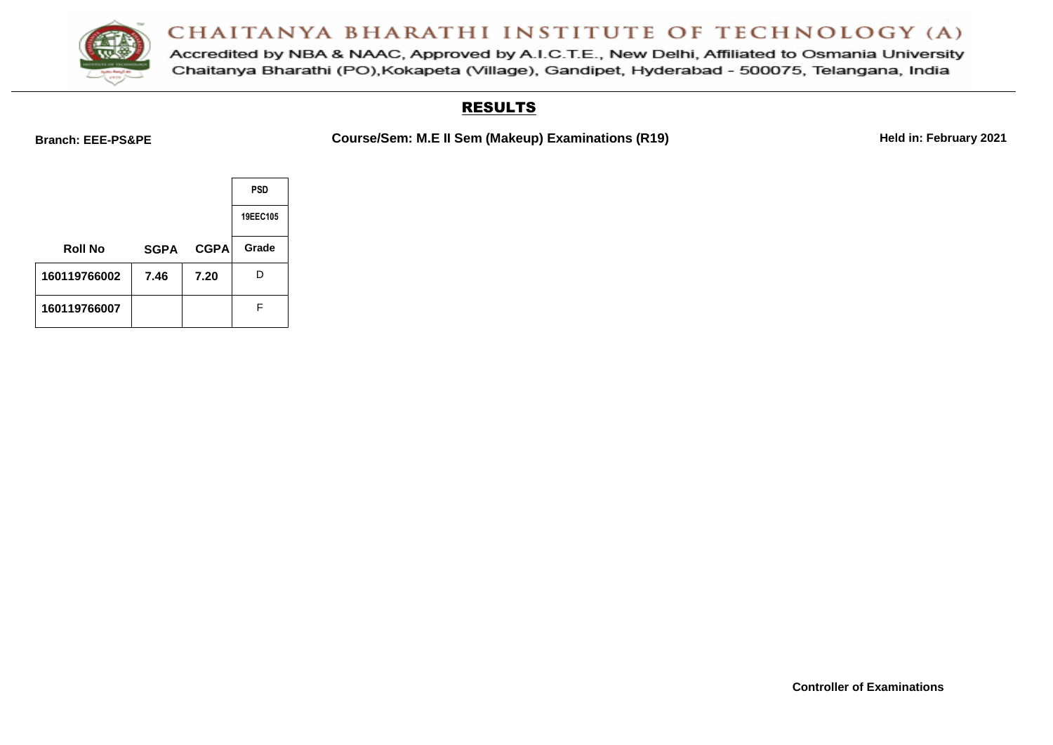CHAITANYA BHARATHI INSTITUTE OF TECHNOLOGY (A)

Accredited by NBA & NAAC, Approved by A.I.C.T.E., New Delhi, Affiliated to Osmania University
Chaitanya Bharathi (PO),Kokapeta (Village), Gandipet, Hyderabad - 500075, Telangana, India

## RESULTS

**Branch: EEE-PS&PE** **Course/Sem: M.E II Sem (Makeup) Examinations (R19)** **Held in: February 2021**

| | | | PSD |
|---|---|---|---|
| | | | 19EEC105 |
| **Roll No** | **SGPA** | **CGPA** | **Grade** |
| **160119766002** | **7.46** | **7.20** | D |
| **160119766007** | | | F |

**Controller of Examinations**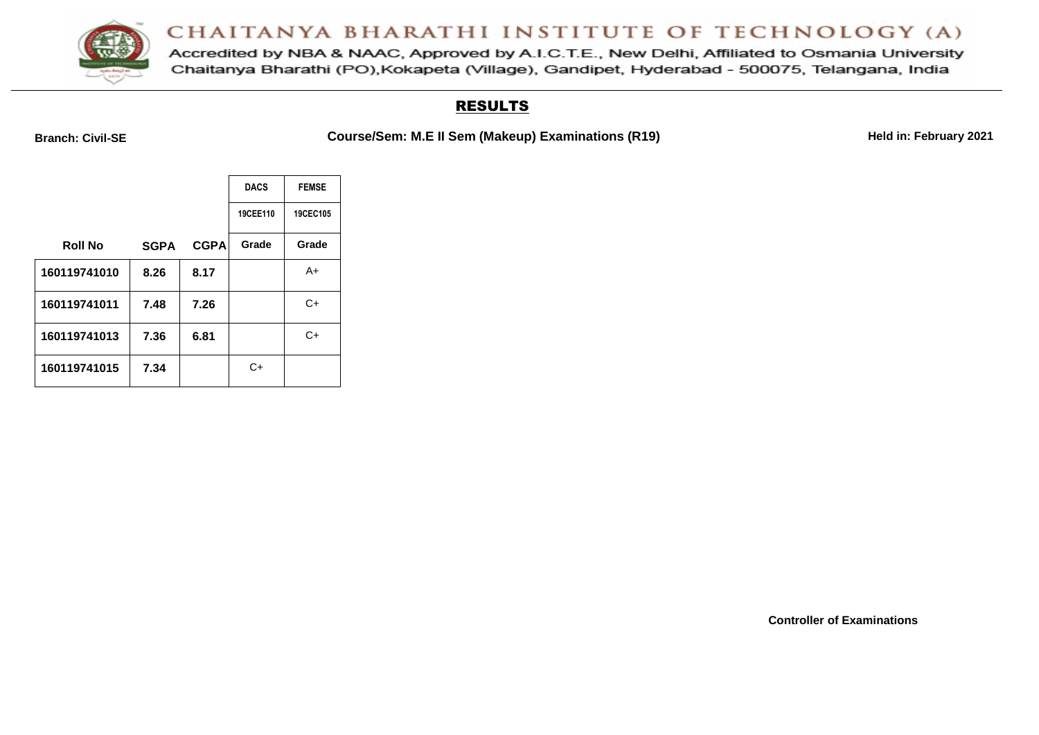# CHAITANYA BHARATHI INSTITUTE OF TECHNOLOGY (A)

Accredited by NBA & NAAC, Approved by A.I.C.T.E., New Delhi, Affiliated to Osmania University
Chaitanya Bharathi (PO),Kokapeta (Village), Gandipet, Hyderabad - 500075, Telangana, India

## RESULTS

**Branch: Civil-SE** **Course/Sem: M.E II Sem (Makeup) Examinations (R19)** **Held in: February 2021**

| | | | DACS | FEMSE |
|---|---|---|---|---|
| | | | 19CEE110 | 19CEC105 |
| **Roll No** | **SGPA** | **CGPA** | **Grade** | **Grade** |
| 160119741010 | 8.26 | 8.17 | | A+ |
| 160119741011 | 7.48 | 7.26 | | C+ |
| 160119741013 | 7.36 | 6.81 | | C+ |
| 160119741015 | 7.34 | | C+ | |

**Controller of Examinations**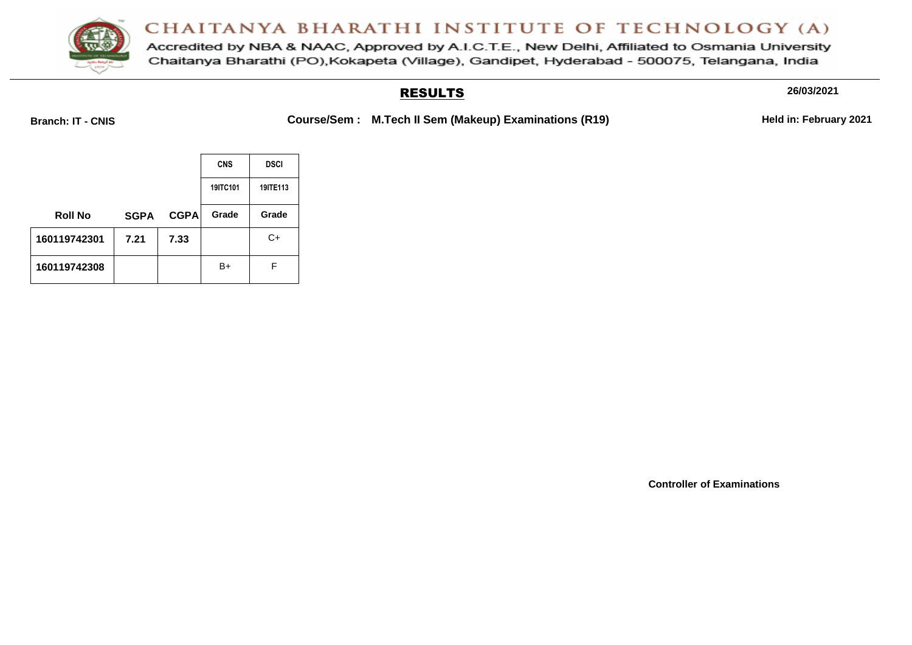# CHAITANYA BHARATHI INSTITUTE OF TECHNOLOGY (A)

Accredited by NBA & NAAC, Approved by A.I.C.T.E., New Delhi, Affiliated to Osmania University
Chaitanya Bharathi (PO),Kokapeta (Village), Gandipet, Hyderabad - 500075, Telangana, India

## RESULTS

**26/03/2021**

**Branch: IT - CNIS**

**Course/Sem : M.Tech II Sem (Makeup) Examinations (R19)**

**Held in: February 2021**

| | | | CNS | DSCI |
|---|---|---|---|---|
| | | | 19ITC101 | 19ITE113 |
| **Roll No** | **SGPA** | **CGPA** | **Grade** | **Grade** |
| **160119742301** | **7.21** | **7.33** | | C+ |
| **160119742308** | | | B+ | F |

**Controller of Examinations**